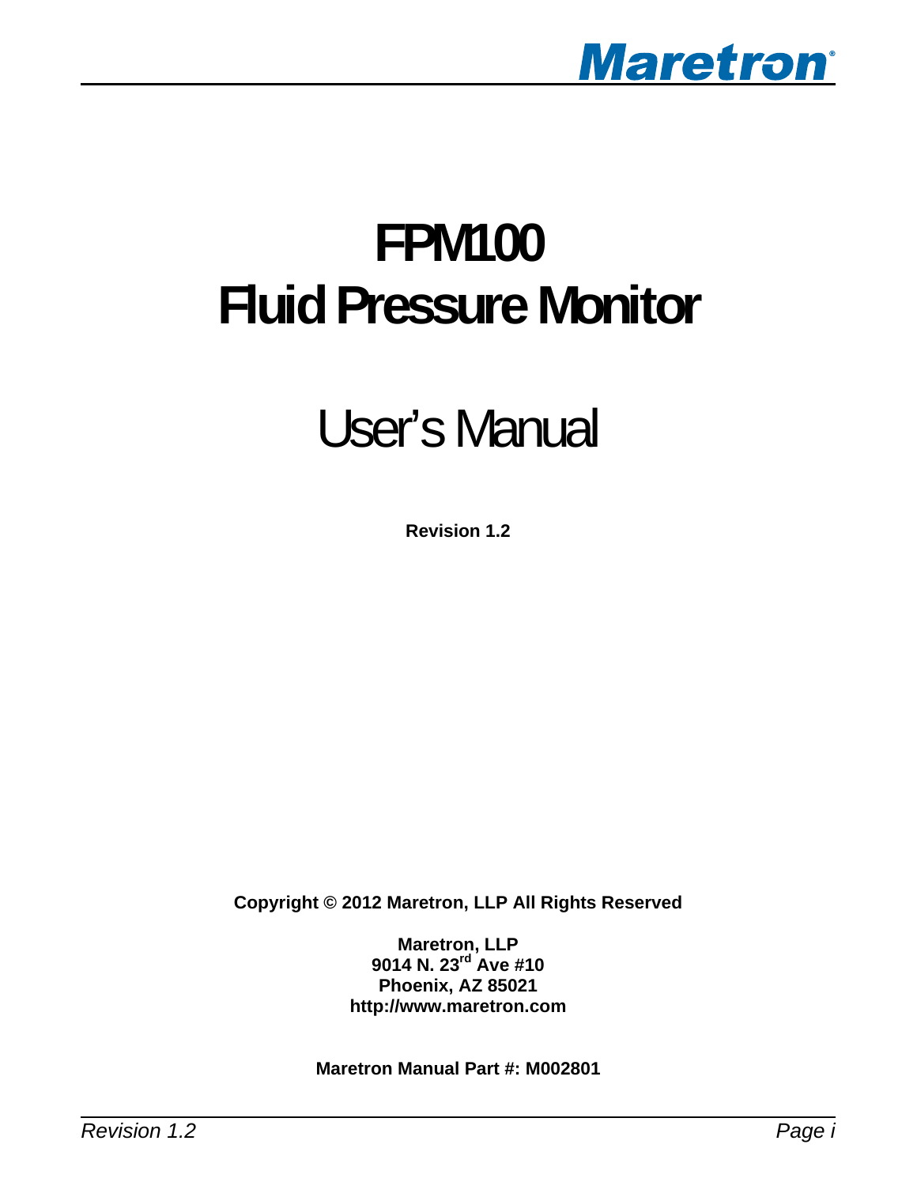# FPM100
# Fluid Pressure Monitor

## User's Manual

**Revision 1.2**

**Copyright © 2012 Maretron, LLP All Rights Reserved**

**Maretron, LLP**
**9014 N. 23rd Ave #10**
**Phoenix, AZ 85021**
**http://www.maretron.com**

**Maretron Manual Part #: M002801**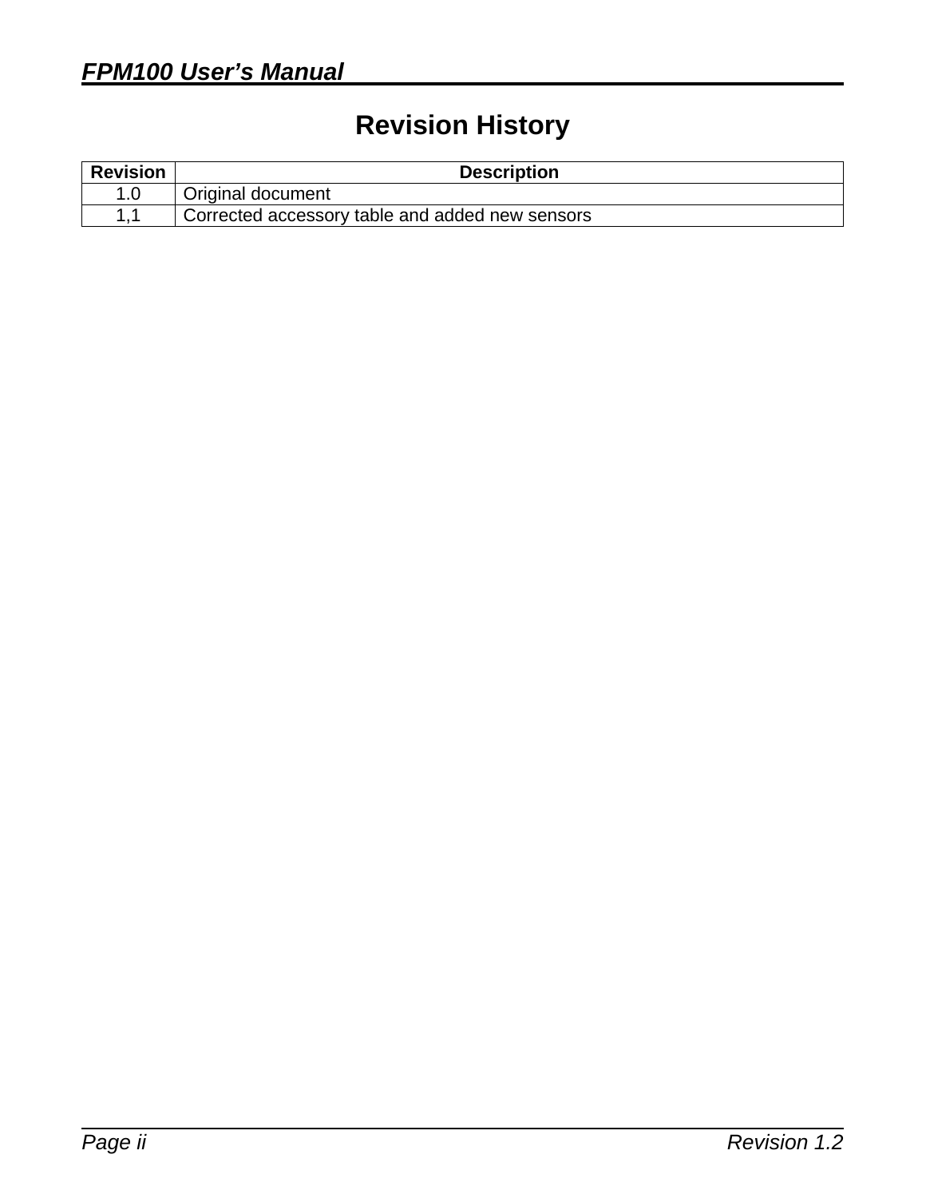# Revision History

| Revision | Description |
|---|---|
| 1.0 | Original document |
| 1,1 | Corrected accessory table and added new sensors |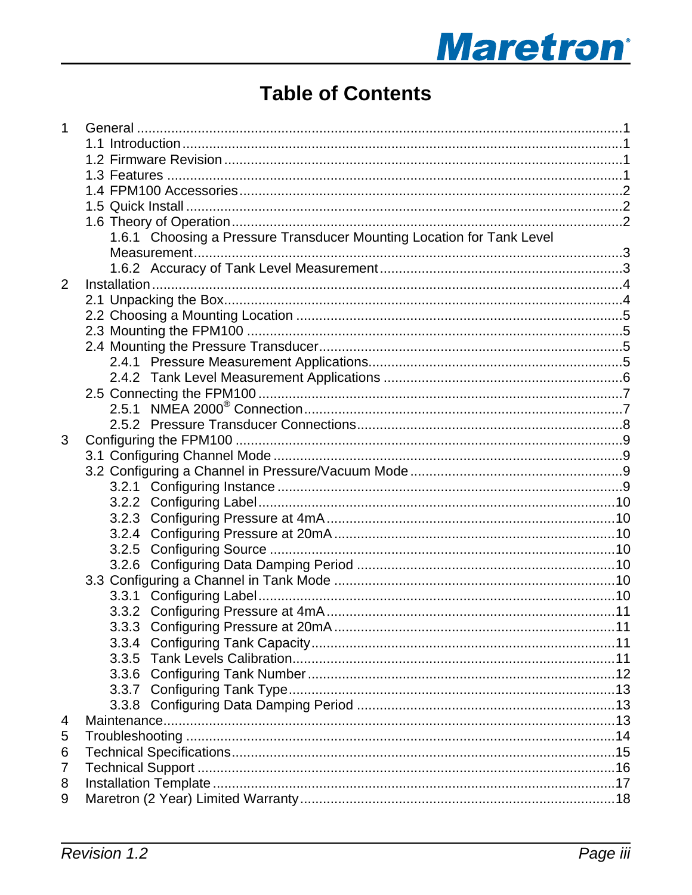# Table of Contents

1 General ....................................................................................................................1
  1.1 Introduction ........................................................................................................1
  1.2 Firmware Revision ..............................................................................................1
  1.3 Features ..............................................................................................................1
  1.4 FPM100 Accessories ..........................................................................................2
  1.5 Quick Install ........................................................................................................2
  1.6 Theory of Operation ............................................................................................2
    1.6.1 Choosing a Pressure Transducer Mounting Location for Tank Level Measurement ..........................................................................................................3
    1.6.2 Accuracy of Tank Level Measurement ........................................................3
2 Installation ..............................................................................................................4
  2.1 Unpacking the Box ..............................................................................................4
  2.2 Choosing a Mounting Location ............................................................................5
  2.3 Mounting the FPM100 .........................................................................................5
  2.4 Mounting the Pressure Transducer .....................................................................5
    2.4.1 Pressure Measurement Applications ............................................................5
    2.4.2 Tank Level Measurement Applications .........................................................6
  2.5 Connecting the FPM100 ......................................................................................7
    2.5.1 NMEA 2000® Connection .............................................................................7
    2.5.2 Pressure Transducer Connections ...............................................................8
3 Configuring the FPM100 .........................................................................................9
  3.1 Configuring Channel Mode ..................................................................................9
  3.2 Configuring a Channel in Pressure/Vacuum Mode ..............................................9
    3.2.1 Configuring Instance .....................................................................................9
    3.2.2 Configuring Label ........................................................................................10
    3.2.3 Configuring Pressure at 4mA ......................................................................10
    3.2.4 Configuring Pressure at 20mA ....................................................................10
    3.2.5 Configuring Source .....................................................................................10
    3.2.6 Configuring Data Damping Period ..............................................................10
  3.3 Configuring a Channel in Tank Mode ................................................................10
    3.3.1 Configuring Label ........................................................................................10
    3.3.2 Configuring Pressure at 4mA ......................................................................11
    3.3.3 Configuring Pressure at 20mA ....................................................................11
    3.3.4 Configuring Tank Capacity ..........................................................................11
    3.3.5 Tank Levels Calibration ...............................................................................11
    3.3.6 Configuring Tank Number ...........................................................................12
    3.3.7 Configuring Tank Type ................................................................................13
    3.3.8 Configuring Data Damping Period ..............................................................13
4 Maintenance ..........................................................................................................13
5 Troubleshooting .....................................................................................................14
6 Technical Specifications ........................................................................................15
7 Technical Support ..................................................................................................16
8 Installation Template ..............................................................................................17
9 Maretron (2 Year) Limited Warranty .......................................................................18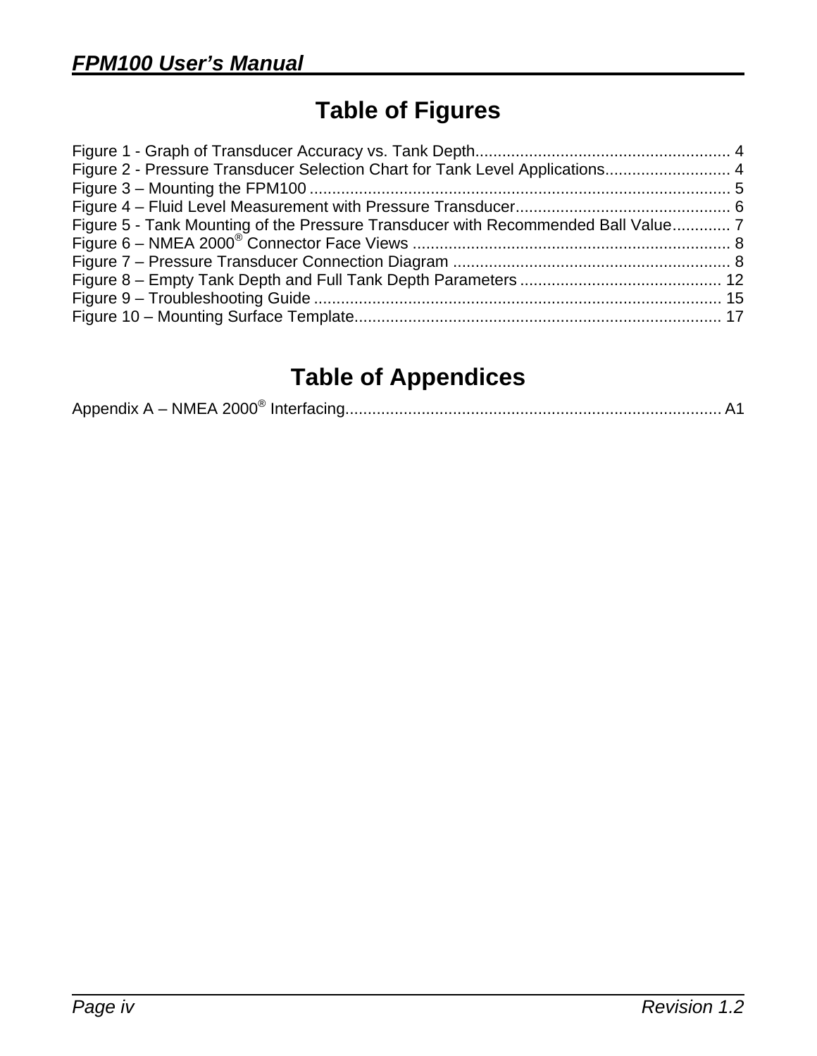# Table of Figures

Figure 1 - Graph of Transducer Accuracy vs. Tank Depth......................................................... 4
Figure 2 - Pressure Transducer Selection Chart for Tank Level Applications............................ 4
Figure 3 – Mounting the FPM100 ............................................................................................. 5
Figure 4 – Fluid Level Measurement with Pressure Transducer................................................ 6
Figure 5 - Tank Mounting of the Pressure Transducer with Recommended Ball Value............. 7
Figure 6 – NMEA 2000® Connector Face Views ....................................................................... 8
Figure 7 – Pressure Transducer Connection Diagram .............................................................. 8
Figure 8 – Empty Tank Depth and Full Tank Depth Parameters ............................................. 12
Figure 9 – Troubleshooting Guide ........................................................................................... 15
Figure 10 – Mounting Surface Template.................................................................................. 17

# Table of Appendices

Appendix A – NMEA 2000® Interfacing.................................................................................... A1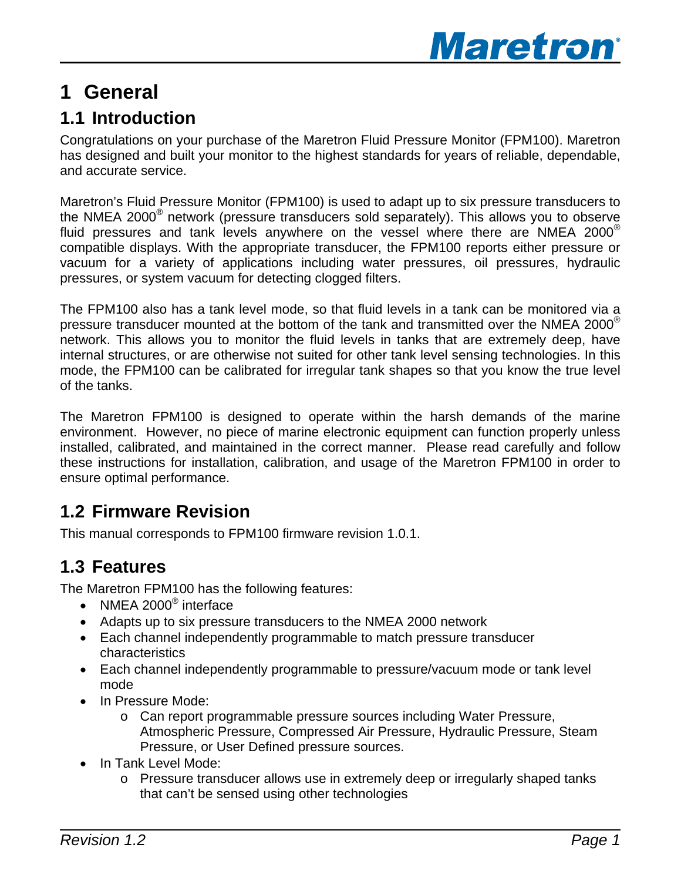# 1 General

## 1.1 Introduction

Congratulations on your purchase of the Maretron Fluid Pressure Monitor (FPM100). Maretron has designed and built your monitor to the highest standards for years of reliable, dependable, and accurate service.

Maretron's Fluid Pressure Monitor (FPM100) is used to adapt up to six pressure transducers to the NMEA 2000® network (pressure transducers sold separately). This allows you to observe fluid pressures and tank levels anywhere on the vessel where there are NMEA 2000® compatible displays. With the appropriate transducer, the FPM100 reports either pressure or vacuum for a variety of applications including water pressures, oil pressures, hydraulic pressures, or system vacuum for detecting clogged filters.

The FPM100 also has a tank level mode, so that fluid levels in a tank can be monitored via a pressure transducer mounted at the bottom of the tank and transmitted over the NMEA 2000® network. This allows you to monitor the fluid levels in tanks that are extremely deep, have internal structures, or are otherwise not suited for other tank level sensing technologies. In this mode, the FPM100 can be calibrated for irregular tank shapes so that you know the true level of the tanks.

The Maretron FPM100 is designed to operate within the harsh demands of the marine environment. However, no piece of marine electronic equipment can function properly unless installed, calibrated, and maintained in the correct manner. Please read carefully and follow these instructions for installation, calibration, and usage of the Maretron FPM100 in order to ensure optimal performance.

## 1.2 Firmware Revision

This manual corresponds to FPM100 firmware revision 1.0.1.

## 1.3 Features

The Maretron FPM100 has the following features:

- NMEA 2000® interface
- Adapts up to six pressure transducers to the NMEA 2000 network
- Each channel independently programmable to match pressure transducer characteristics
- Each channel independently programmable to pressure/vacuum mode or tank level mode
- In Pressure Mode:
  - Can report programmable pressure sources including Water Pressure, Atmospheric Pressure, Compressed Air Pressure, Hydraulic Pressure, Steam Pressure, or User Defined pressure sources.
- In Tank Level Mode:
  - Pressure transducer allows use in extremely deep or irregularly shaped tanks that can't be sensed using other technologies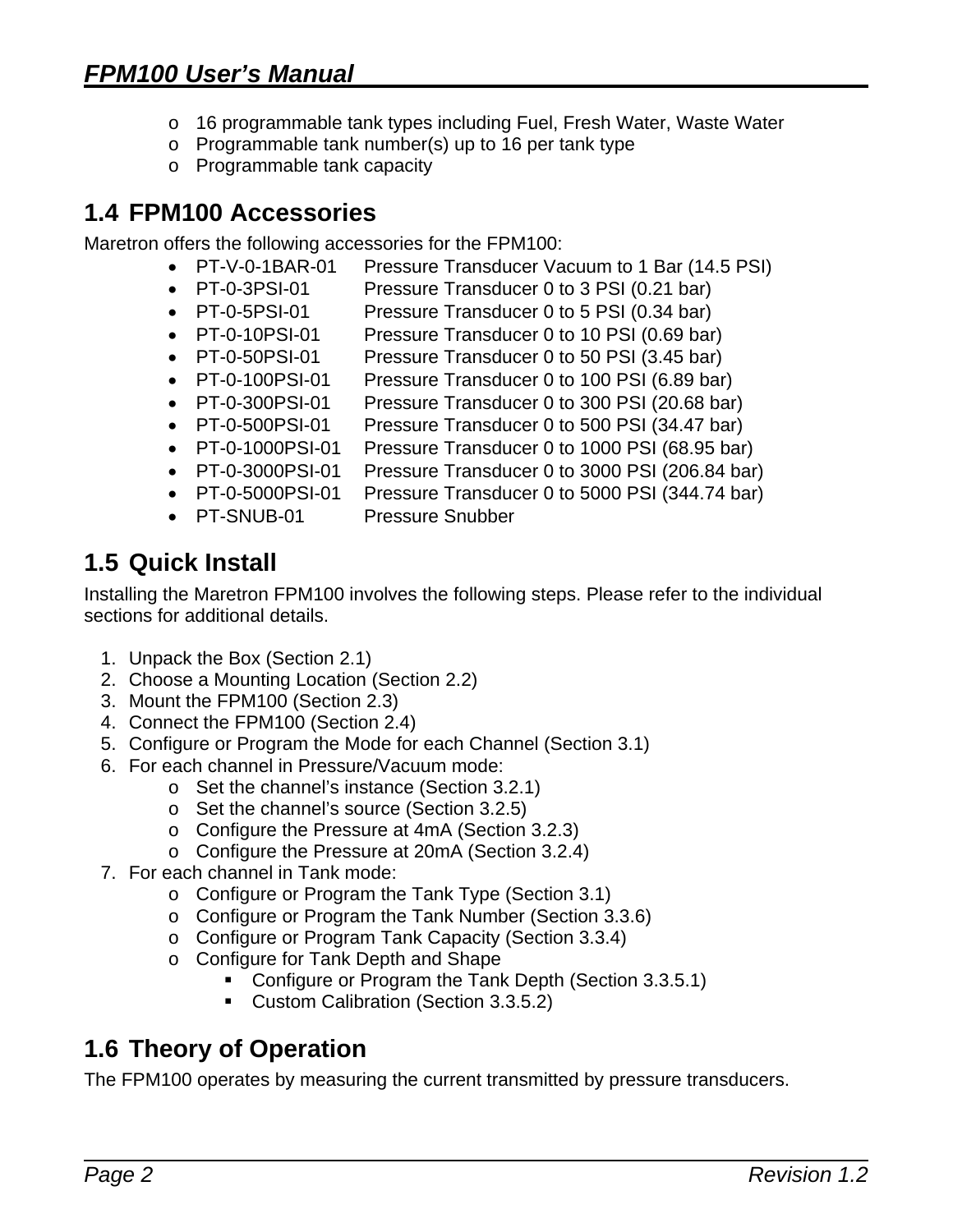- 16 programmable tank types including Fuel, Fresh Water, Waste Water
- Programmable tank number(s) up to 16 per tank type
- Programmable tank capacity

## 1.4 FPM100 Accessories

Maretron offers the following accessories for the FPM100:

- PT-V-0-1BAR-01 Pressure Transducer Vacuum to 1 Bar (14.5 PSI)
- PT-0-3PSI-01 Pressure Transducer 0 to 3 PSI (0.21 bar)
- PT-0-5PSI-01 Pressure Transducer 0 to 5 PSI (0.34 bar)
- PT-0-10PSI-01 Pressure Transducer 0 to 10 PSI (0.69 bar)
- PT-0-50PSI-01 Pressure Transducer 0 to 50 PSI (3.45 bar)
- PT-0-100PSI-01 Pressure Transducer 0 to 100 PSI (6.89 bar)
- PT-0-300PSI-01 Pressure Transducer 0 to 300 PSI (20.68 bar)
- PT-0-500PSI-01 Pressure Transducer 0 to 500 PSI (34.47 bar)
- PT-0-1000PSI-01 Pressure Transducer 0 to 1000 PSI (68.95 bar)
- PT-0-3000PSI-01 Pressure Transducer 0 to 3000 PSI (206.84 bar)
- PT-0-5000PSI-01 Pressure Transducer 0 to 5000 PSI (344.74 bar)
- PT-SNUB-01 Pressure Snubber

## 1.5 Quick Install

Installing the Maretron FPM100 involves the following steps. Please refer to the individual sections for additional details.

1. Unpack the Box (Section 2.1)
2. Choose a Mounting Location (Section 2.2)
3. Mount the FPM100 (Section 2.3)
4. Connect the FPM100 (Section 2.4)
5. Configure or Program the Mode for each Channel (Section 3.1)
6. For each channel in Pressure/Vacuum mode:
   - Set the channel's instance (Section 3.2.1)
   - Set the channel's source (Section 3.2.5)
   - Configure the Pressure at 4mA (Section 3.2.3)
   - Configure the Pressure at 20mA (Section 3.2.4)
7. For each channel in Tank mode:
   - Configure or Program the Tank Type (Section 3.1)
   - Configure or Program the Tank Number (Section 3.3.6)
   - Configure or Program Tank Capacity (Section 3.3.4)
   - Configure for Tank Depth and Shape
     - Configure or Program the Tank Depth (Section 3.3.5.1)
     - Custom Calibration (Section 3.3.5.2)

## 1.6 Theory of Operation

The FPM100 operates by measuring the current transmitted by pressure transducers.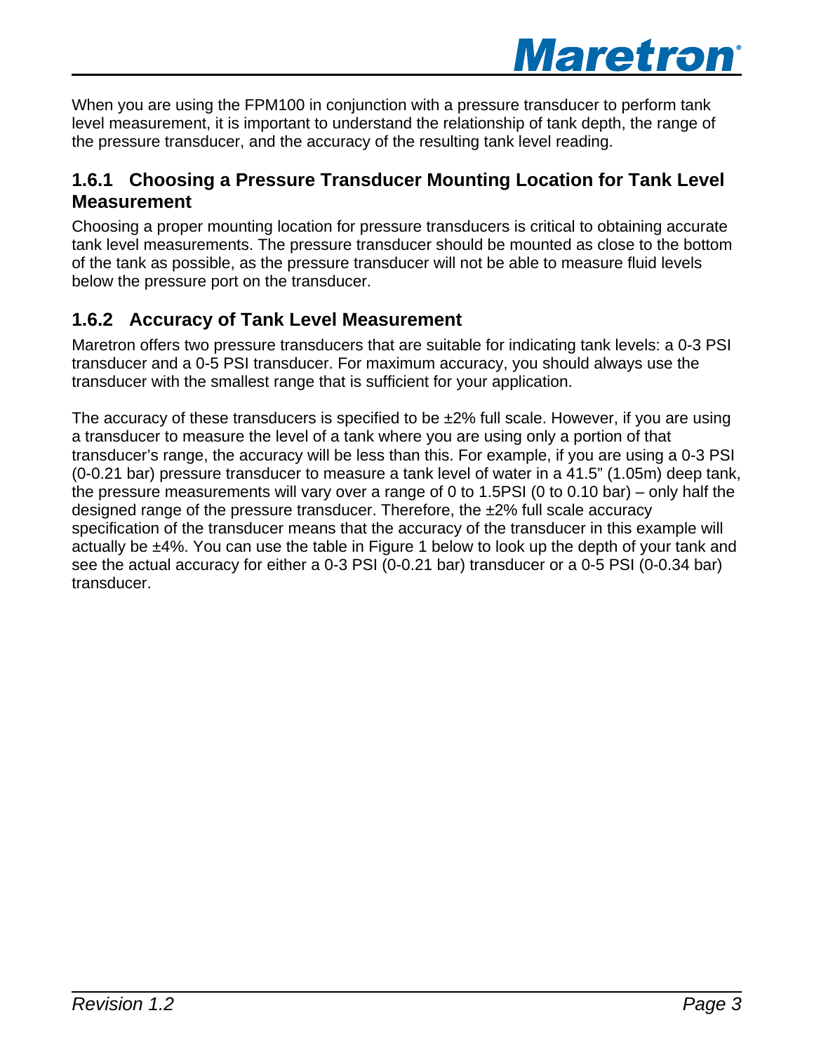When you are using the FPM100 in conjunction with a pressure transducer to perform tank level measurement, it is important to understand the relationship of tank depth, the range of the pressure transducer, and the accuracy of the resulting tank level reading.

### 1.6.1 Choosing a Pressure Transducer Mounting Location for Tank Level Measurement

Choosing a proper mounting location for pressure transducers is critical to obtaining accurate tank level measurements. The pressure transducer should be mounted as close to the bottom of the tank as possible, as the pressure transducer will not be able to measure fluid levels below the pressure port on the transducer.

### 1.6.2 Accuracy of Tank Level Measurement

Maretron offers two pressure transducers that are suitable for indicating tank levels: a 0-3 PSI transducer and a 0-5 PSI transducer. For maximum accuracy, you should always use the transducer with the smallest range that is sufficient for your application.

The accuracy of these transducers is specified to be ±2% full scale. However, if you are using a transducer to measure the level of a tank where you are using only a portion of that transducer's range, the accuracy will be less than this. For example, if you are using a 0-3 PSI (0-0.21 bar) pressure transducer to measure a tank level of water in a 41.5" (1.05m) deep tank, the pressure measurements will vary over a range of 0 to 1.5PSI (0 to 0.10 bar) – only half the designed range of the pressure transducer. Therefore, the ±2% full scale accuracy specification of the transducer means that the accuracy of the transducer in this example will actually be ±4%. You can use the table in Figure 1 below to look up the depth of your tank and see the actual accuracy for either a 0-3 PSI (0-0.21 bar) transducer or a 0-5 PSI (0-0.34 bar) transducer.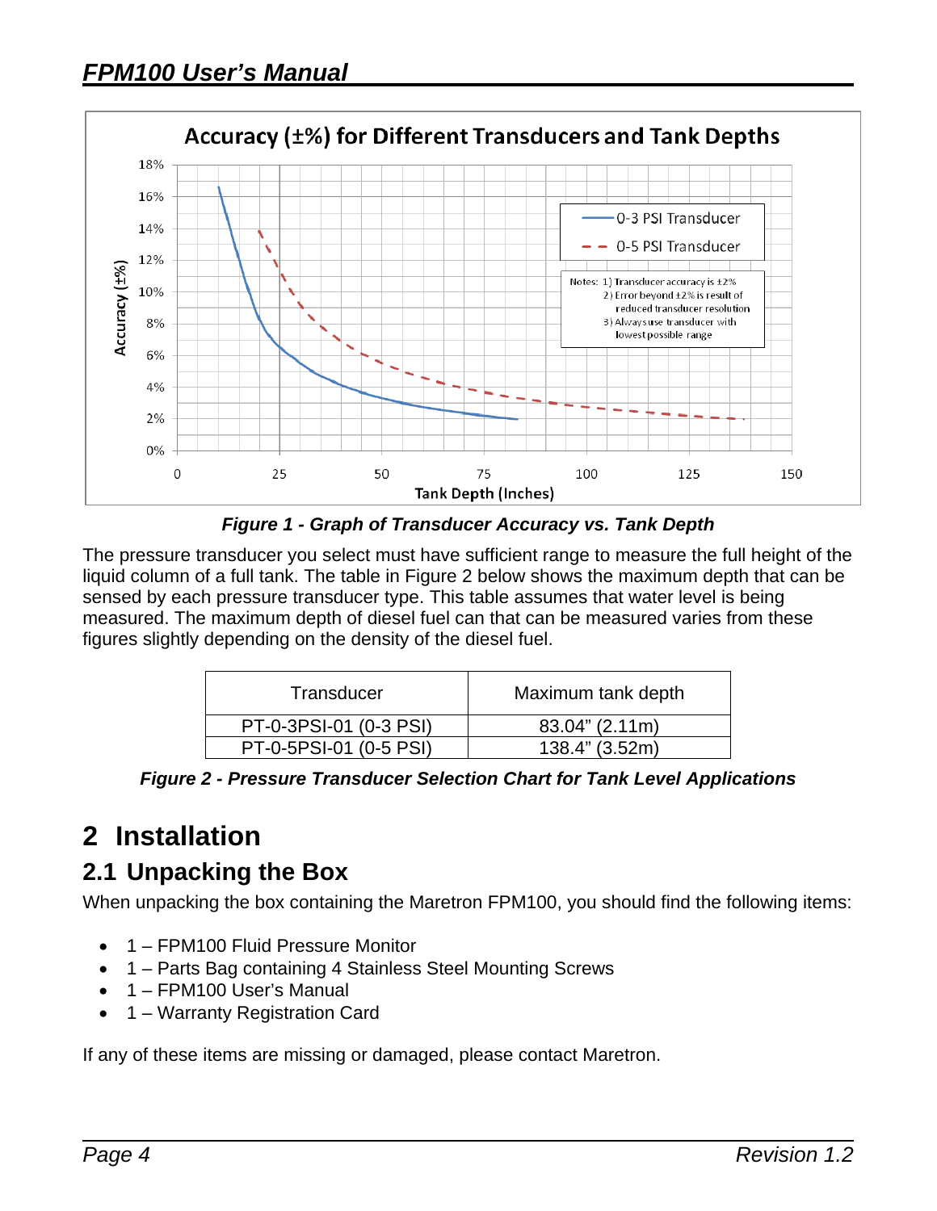Figure 1 - Graph of Transducer Accuracy vs. Tank Depth

The pressure transducer you select must have sufficient range to measure the full height of the liquid column of a full tank. The table in Figure 2 below shows the maximum depth that can be sensed by each pressure transducer type. This table assumes that water level is being measured. The maximum depth of diesel fuel can that can be measured varies from these figures slightly depending on the density of the diesel fuel.

| Transducer | Maximum tank depth |
| --- | --- |
| PT-0-3PSI-01 (0-3 PSI) | 83.04" (2.11m) |
| PT-0-5PSI-01 (0-5 PSI) | 138.4" (3.52m) |

*Figure 2 - Pressure Transducer Selection Chart for Tank Level Applications*

# 2 Installation

## 2.1 Unpacking the Box

When unpacking the box containing the Maretron FPM100, you should find the following items:

- 1 – FPM100 Fluid Pressure Monitor
- 1 – Parts Bag containing 4 Stainless Steel Mounting Screws
- 1 – FPM100 User's Manual
- 1 – Warranty Registration Card

If any of these items are missing or damaged, please contact Maretron.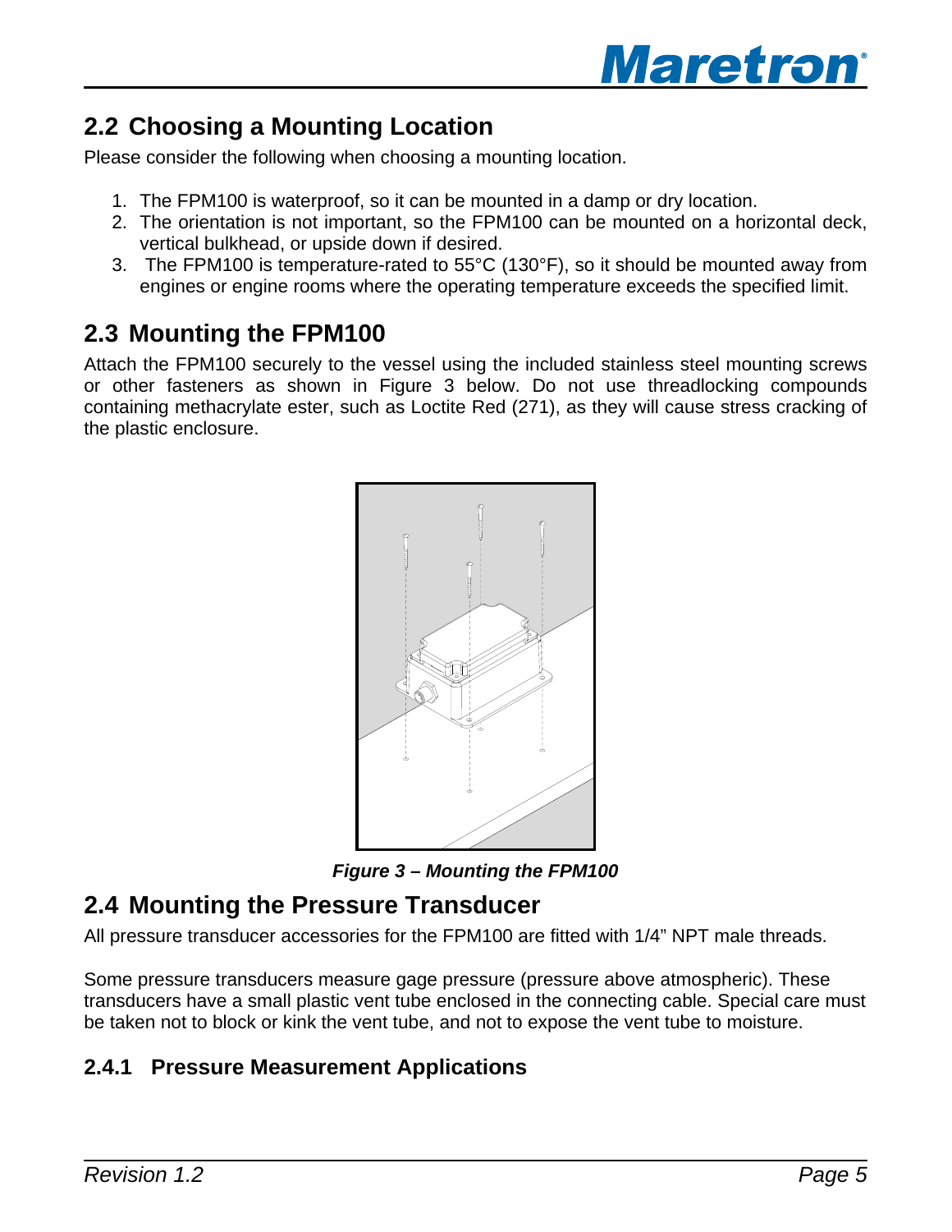## 2.2 Choosing a Mounting Location

Please consider the following when choosing a mounting location.

1. The FPM100 is waterproof, so it can be mounted in a damp or dry location.
2. The orientation is not important, so the FPM100 can be mounted on a horizontal deck, vertical bulkhead, or upside down if desired.
3. The FPM100 is temperature-rated to 55°C (130°F), so it should be mounted away from engines or engine rooms where the operating temperature exceeds the specified limit.

## 2.3 Mounting the FPM100

Attach the FPM100 securely to the vessel using the included stainless steel mounting screws or other fasteners as shown in Figure 3 below. Do not use threadlocking compounds containing methacrylate ester, such as Loctite Red (271), as they will cause stress cracking of the plastic enclosure.

***Figure 3 – Mounting the FPM100***

## 2.4 Mounting the Pressure Transducer

All pressure transducer accessories for the FPM100 are fitted with 1/4" NPT male threads.

Some pressure transducers measure gage pressure (pressure above atmospheric). These transducers have a small plastic vent tube enclosed in the connecting cable. Special care must be taken not to block or kink the vent tube, and not to expose the vent tube to moisture.

### 2.4.1 Pressure Measurement Applications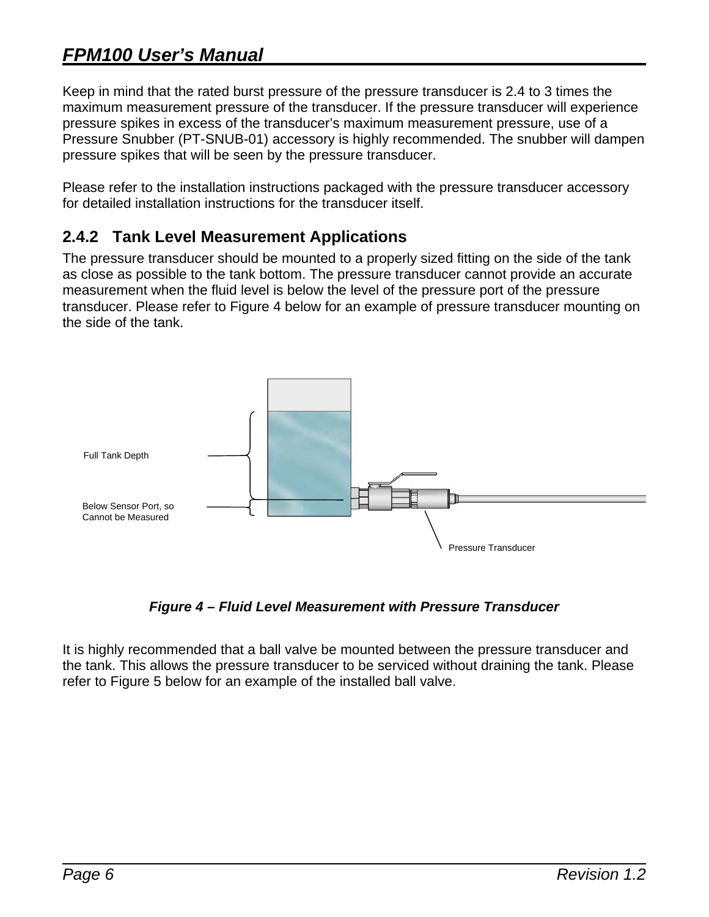Keep in mind that the rated burst pressure of the pressure transducer is 2.4 to 3 times the maximum measurement pressure of the transducer. If the pressure transducer will experience pressure spikes in excess of the transducer's maximum measurement pressure, use of a Pressure Snubber (PT-SNUB-01) accessory is highly recommended. The snubber will dampen pressure spikes that will be seen by the pressure transducer.

Please refer to the installation instructions packaged with the pressure transducer accessory for detailed installation instructions for the transducer itself.

### 2.4.2 Tank Level Measurement Applications

The pressure transducer should be mounted to a properly sized fitting on the side of the tank as close as possible to the tank bottom. The pressure transducer cannot provide an accurate measurement when the fluid level is below the level of the pressure port of the pressure transducer. Please refer to Figure 4 below for an example of pressure transducer mounting on the side of the tank.

Full Tank Depth

Below Sensor Port, so Cannot be Measured

Pressure Transducer

***Figure 4 – Fluid Level Measurement with Pressure Transducer***

It is highly recommended that a ball valve be mounted between the pressure transducer and the tank. This allows the pressure transducer to be serviced without draining the tank. Please refer to Figure 5 below for an example of the installed ball valve.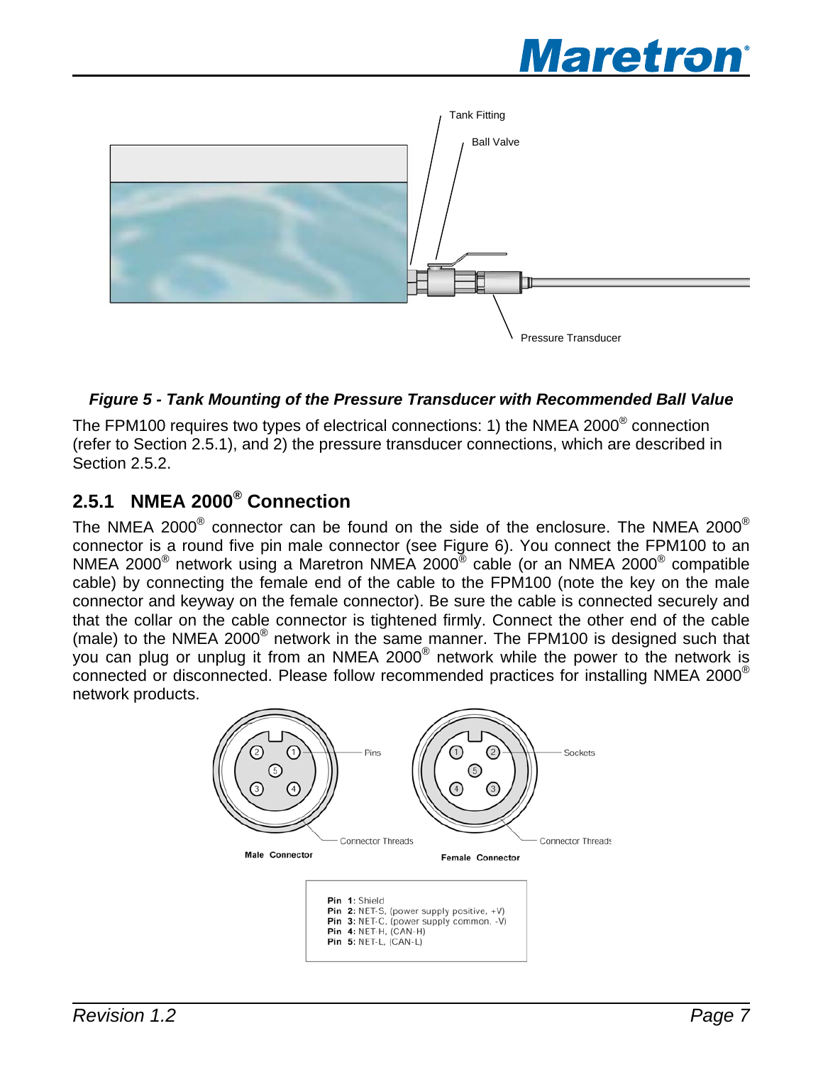*Figure 5 - Tank Mounting of the Pressure Transducer with Recommended Ball Value*

The FPM100 requires two types of electrical connections: 1) the NMEA 2000® connection (refer to Section 2.5.1), and 2) the pressure transducer connections, which are described in Section 2.5.2.

### 2.5.1 NMEA 2000® Connection

The NMEA 2000® connector can be found on the side of the enclosure. The NMEA 2000® connector is a round five pin male connector (see Figure 6). You connect the FPM100 to an NMEA 2000® network using a Maretron NMEA 2000® cable (or an NMEA 2000® compatible cable) by connecting the female end of the cable to the FPM100 (note the key on the male connector and keyway on the female connector). Be sure the cable is connected securely and that the collar on the cable connector is tightened firmly. Connect the other end of the cable (male) to the NMEA 2000® network in the same manner. The FPM100 is designed such that you can plug or unplug it from an NMEA 2000® network while the power to the network is connected or disconnected. Please follow recommended practices for installing NMEA 2000® network products.

**Pin 1:** Shield
**Pin 2:** NET-S, (power supply positive, +V)
**Pin 3:** NET-C, (power supply common, -V)
**Pin 4:** NET-H, (CAN-H)
**Pin 5:** NET-L, (CAN-L)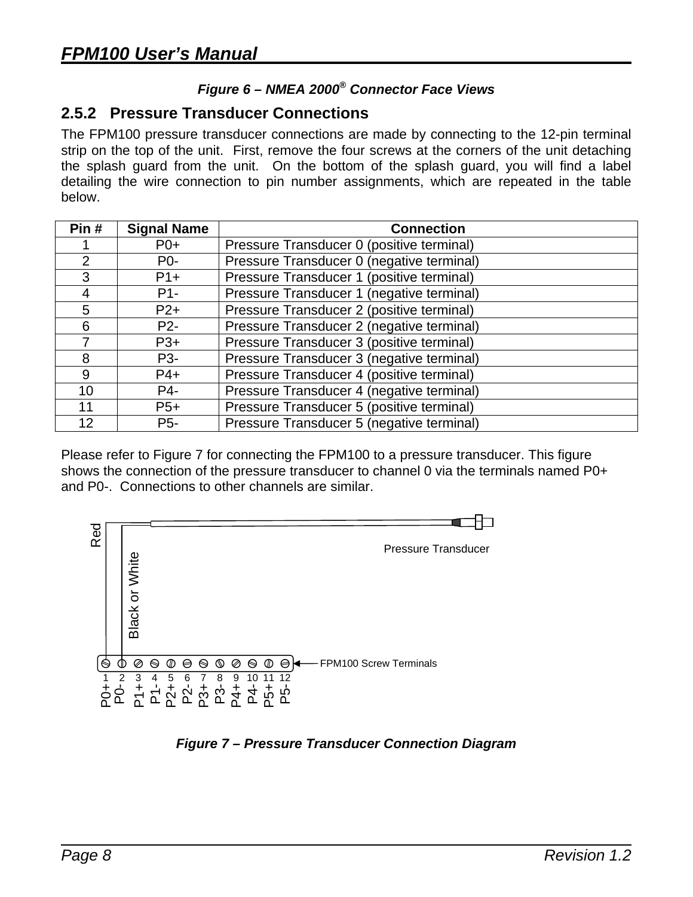*Figure 6 – NMEA 2000® Connector Face Views*

### 2.5.2 Pressure Transducer Connections

The FPM100 pressure transducer connections are made by connecting to the 12-pin terminal strip on the top of the unit. First, remove the four screws at the corners of the unit detaching the splash guard from the unit. On the bottom of the splash guard, you will find a label detailing the wire connection to pin number assignments, which are repeated in the table below.

| Pin # | Signal Name | Connection |
|---|---|---|
| 1 | P0+ | Pressure Transducer 0 (positive terminal) |
| 2 | P0- | Pressure Transducer 0 (negative terminal) |
| 3 | P1+ | Pressure Transducer 1 (positive terminal) |
| 4 | P1- | Pressure Transducer 1 (negative terminal) |
| 5 | P2+ | Pressure Transducer 2 (positive terminal) |
| 6 | P2- | Pressure Transducer 2 (negative terminal) |
| 7 | P3+ | Pressure Transducer 3 (positive terminal) |
| 8 | P3- | Pressure Transducer 3 (negative terminal) |
| 9 | P4+ | Pressure Transducer 4 (positive terminal) |
| 10 | P4- | Pressure Transducer 4 (negative terminal) |
| 11 | P5+ | Pressure Transducer 5 (positive terminal) |
| 12 | P5- | Pressure Transducer 5 (negative terminal) |

Please refer to Figure 7 for connecting the FPM100 to a pressure transducer. This figure shows the connection of the pressure transducer to channel 0 via the terminals named P0+ and P0-. Connections to other channels are similar.

Red

Black or White

Pressure Transducer

FPM100 Screw Terminals

1 2 3 4 5 6 7 8 9 10 11 12

P0+ P0- P1+ P1- P2+ P2- P3+ P3- P4+ P4- P5+ P5-

*Figure 7 – Pressure Transducer Connection Diagram*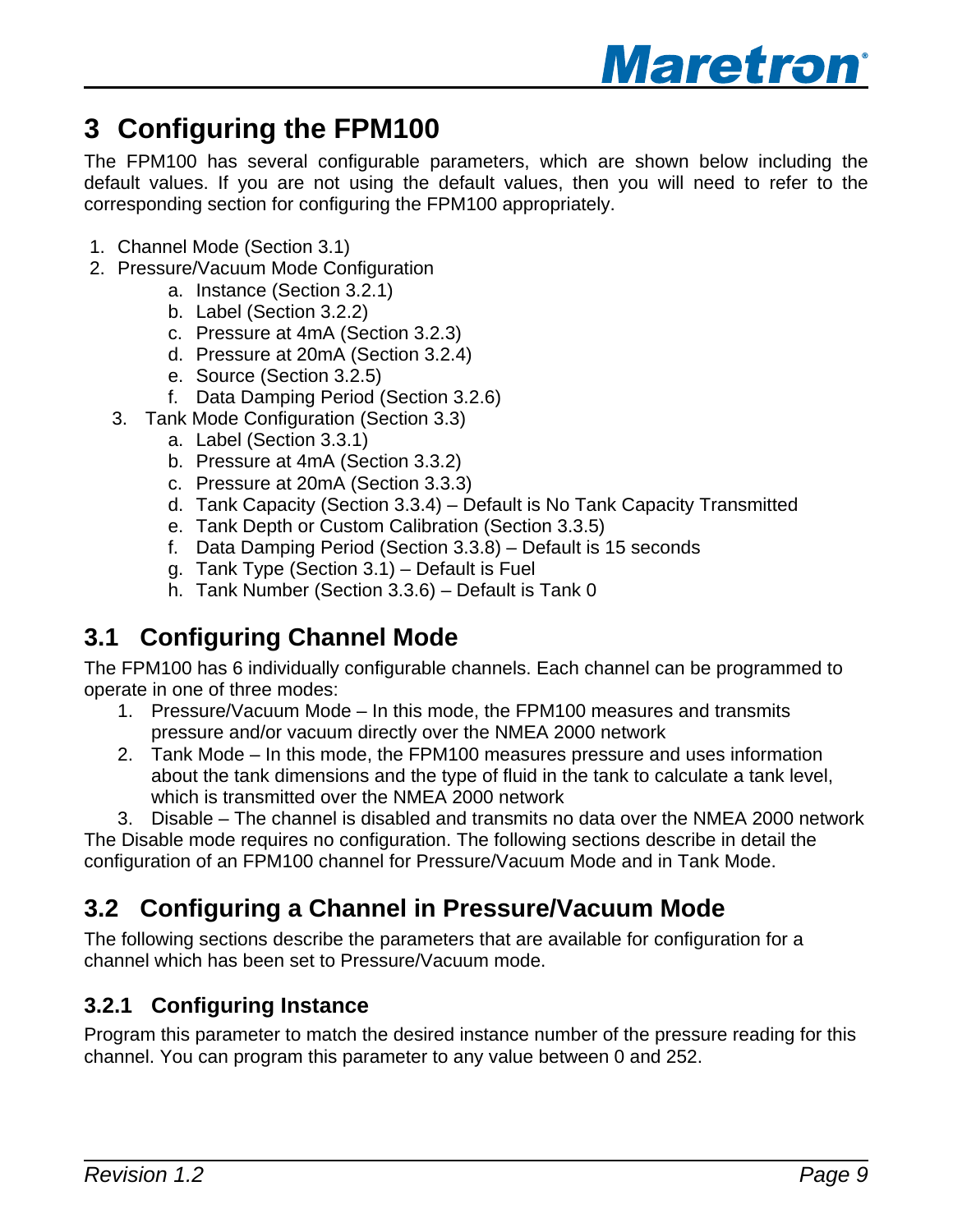# 3 Configuring the FPM100

The FPM100 has several configurable parameters, which are shown below including the default values. If you are not using the default values, then you will need to refer to the corresponding section for configuring the FPM100 appropriately.

1. Channel Mode (Section 3.1)
2. Pressure/Vacuum Mode Configuration
   a. Instance (Section 3.2.1)
   b. Label (Section 3.2.2)
   c. Pressure at 4mA (Section 3.2.3)
   d. Pressure at 20mA (Section 3.2.4)
   e. Source (Section 3.2.5)
   f. Data Damping Period (Section 3.2.6)
3. Tank Mode Configuration (Section 3.3)
   a. Label (Section 3.3.1)
   b. Pressure at 4mA (Section 3.3.2)
   c. Pressure at 20mA (Section 3.3.3)
   d. Tank Capacity (Section 3.3.4) – Default is No Tank Capacity Transmitted
   e. Tank Depth or Custom Calibration (Section 3.3.5)
   f. Data Damping Period (Section 3.3.8) – Default is 15 seconds
   g. Tank Type (Section 3.1) – Default is Fuel
   h. Tank Number (Section 3.3.6) – Default is Tank 0

## 3.1 Configuring Channel Mode

The FPM100 has 6 individually configurable channels. Each channel can be programmed to operate in one of three modes:

1. Pressure/Vacuum Mode – In this mode, the FPM100 measures and transmits pressure and/or vacuum directly over the NMEA 2000 network
2. Tank Mode – In this mode, the FPM100 measures pressure and uses information about the tank dimensions and the type of fluid in the tank to calculate a tank level, which is transmitted over the NMEA 2000 network
3. Disable – The channel is disabled and transmits no data over the NMEA 2000 network

The Disable mode requires no configuration. The following sections describe in detail the configuration of an FPM100 channel for Pressure/Vacuum Mode and in Tank Mode.

## 3.2 Configuring a Channel in Pressure/Vacuum Mode

The following sections describe the parameters that are available for configuration for a channel which has been set to Pressure/Vacuum mode.

### 3.2.1 Configuring Instance

Program this parameter to match the desired instance number of the pressure reading for this channel. You can program this parameter to any value between 0 and 252.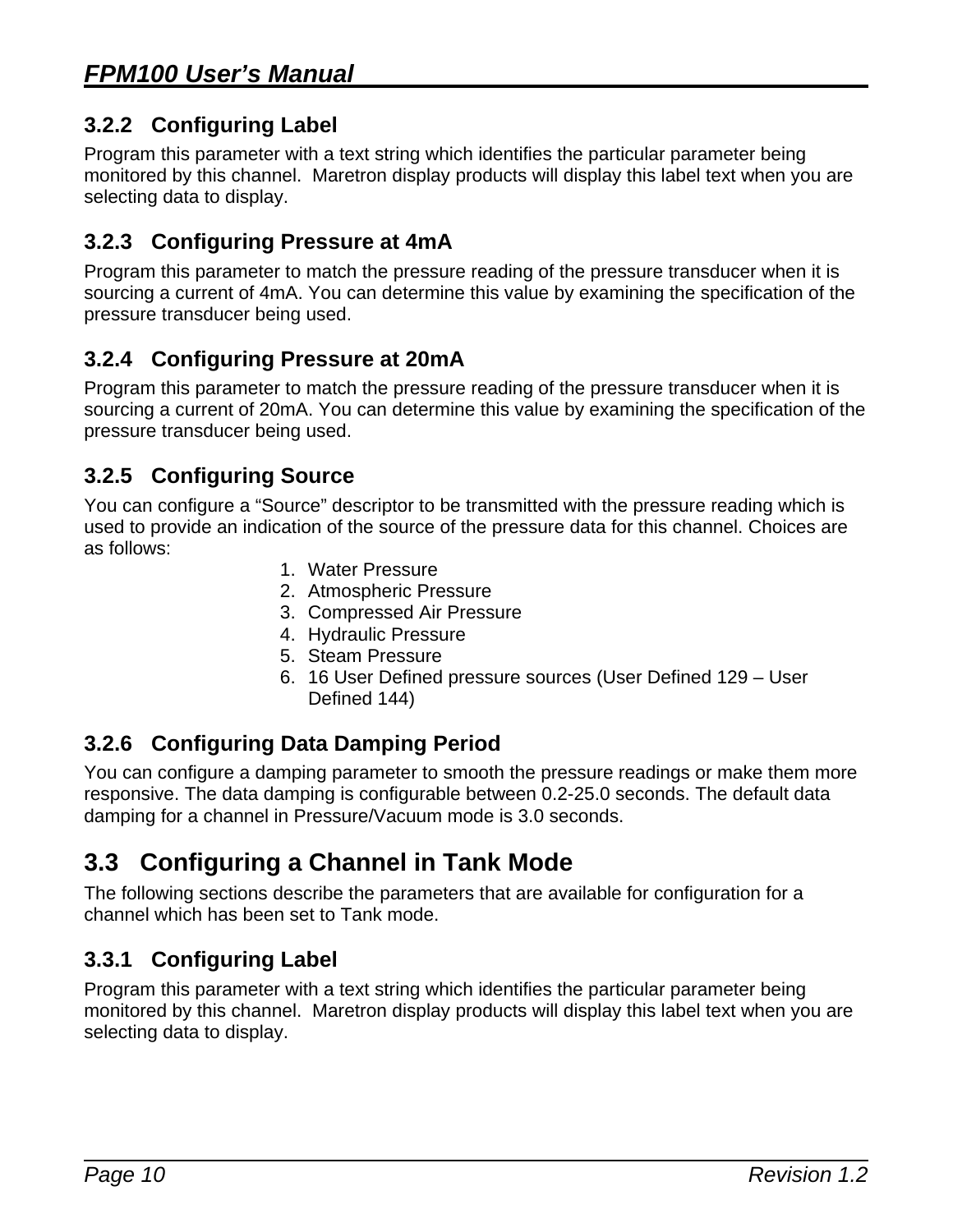### 3.2.2 Configuring Label

Program this parameter with a text string which identifies the particular parameter being monitored by this channel. Maretron display products will display this label text when you are selecting data to display.

### 3.2.3 Configuring Pressure at 4mA

Program this parameter to match the pressure reading of the pressure transducer when it is sourcing a current of 4mA. You can determine this value by examining the specification of the pressure transducer being used.

### 3.2.4 Configuring Pressure at 20mA

Program this parameter to match the pressure reading of the pressure transducer when it is sourcing a current of 20mA. You can determine this value by examining the specification of the pressure transducer being used.

### 3.2.5 Configuring Source

You can configure a "Source" descriptor to be transmitted with the pressure reading which is used to provide an indication of the source of the pressure data for this channel. Choices are as follows:

1. Water Pressure
2. Atmospheric Pressure
3. Compressed Air Pressure
4. Hydraulic Pressure
5. Steam Pressure
6. 16 User Defined pressure sources (User Defined 129 – User Defined 144)

### 3.2.6 Configuring Data Damping Period

You can configure a damping parameter to smooth the pressure readings or make them more responsive. The data damping is configurable between 0.2-25.0 seconds. The default data damping for a channel in Pressure/Vacuum mode is 3.0 seconds.

## 3.3 Configuring a Channel in Tank Mode

The following sections describe the parameters that are available for configuration for a channel which has been set to Tank mode.

### 3.3.1 Configuring Label

Program this parameter with a text string which identifies the particular parameter being monitored by this channel. Maretron display products will display this label text when you are selecting data to display.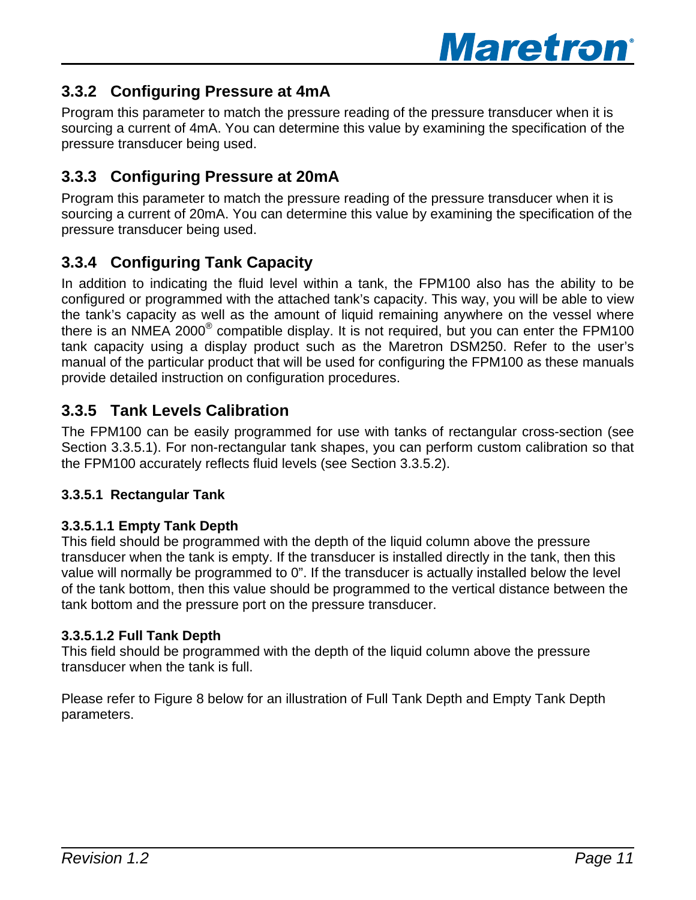### 3.3.2 Configuring Pressure at 4mA

Program this parameter to match the pressure reading of the pressure transducer when it is sourcing a current of 4mA. You can determine this value by examining the specification of the pressure transducer being used.

### 3.3.3 Configuring Pressure at 20mA

Program this parameter to match the pressure reading of the pressure transducer when it is sourcing a current of 20mA. You can determine this value by examining the specification of the pressure transducer being used.

### 3.3.4 Configuring Tank Capacity

In addition to indicating the fluid level within a tank, the FPM100 also has the ability to be configured or programmed with the attached tank's capacity. This way, you will be able to view the tank's capacity as well as the amount of liquid remaining anywhere on the vessel where there is an NMEA 2000® compatible display. It is not required, but you can enter the FPM100 tank capacity using a display product such as the Maretron DSM250. Refer to the user's manual of the particular product that will be used for configuring the FPM100 as these manuals provide detailed instruction on configuration procedures.

### 3.3.5 Tank Levels Calibration

The FPM100 can be easily programmed for use with tanks of rectangular cross-section (see Section 3.3.5.1). For non-rectangular tank shapes, you can perform custom calibration so that the FPM100 accurately reflects fluid levels (see Section 3.3.5.2).

#### 3.3.5.1 Rectangular Tank

##### 3.3.5.1.1 Empty Tank Depth

This field should be programmed with the depth of the liquid column above the pressure transducer when the tank is empty. If the transducer is installed directly in the tank, then this value will normally be programmed to 0". If the transducer is actually installed below the level of the tank bottom, then this value should be programmed to the vertical distance between the tank bottom and the pressure port on the pressure transducer.

##### 3.3.5.1.2 Full Tank Depth

This field should be programmed with the depth of the liquid column above the pressure transducer when the tank is full.

Please refer to Figure 8 below for an illustration of Full Tank Depth and Empty Tank Depth parameters.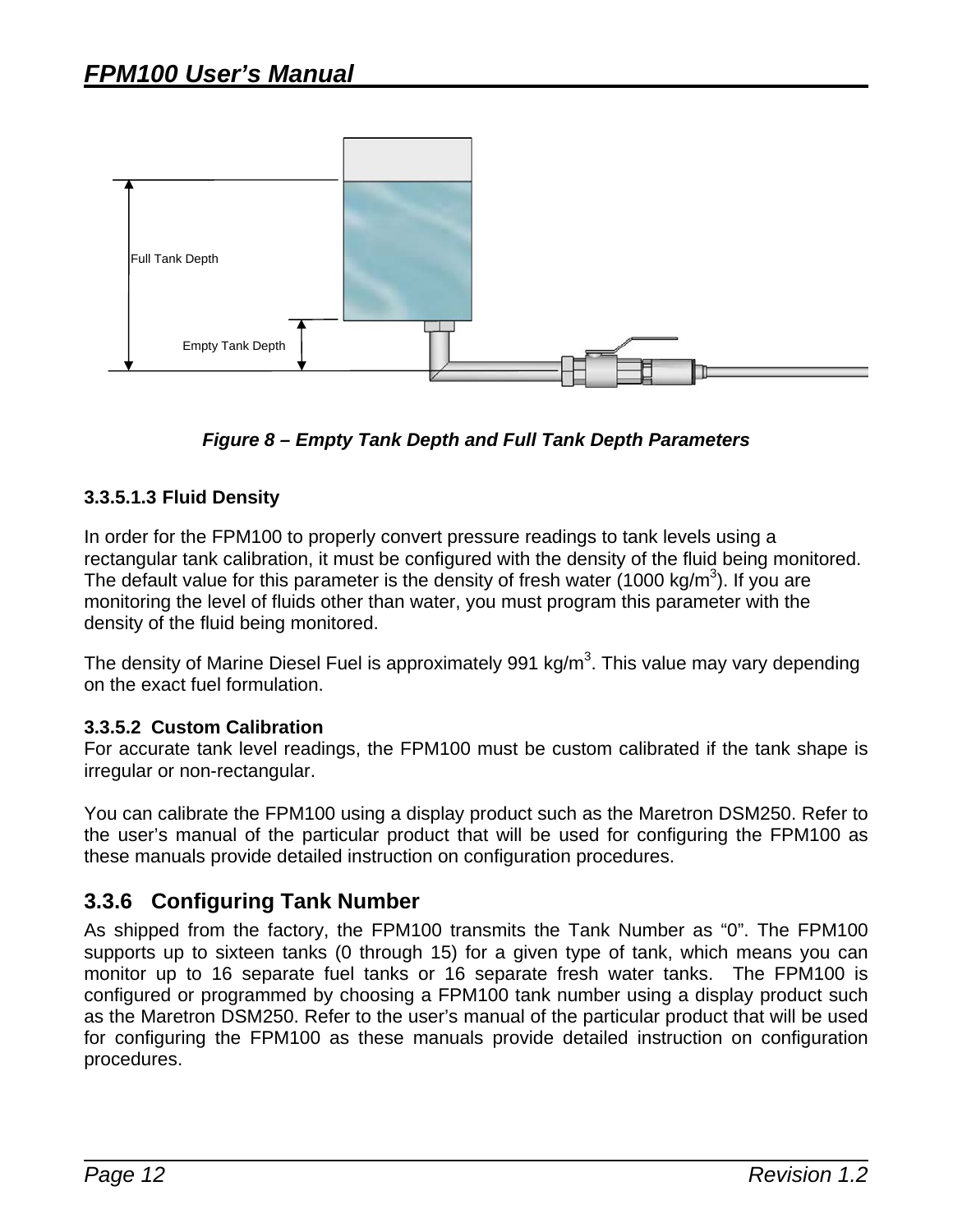Full Tank Depth

Empty Tank Depth

*Figure 8 – Empty Tank Depth and Full Tank Depth Parameters*

#### 3.3.5.1.3 Fluid Density

In order for the FPM100 to properly convert pressure readings to tank levels using a rectangular tank calibration, it must be configured with the density of the fluid being monitored. The default value for this parameter is the density of fresh water (1000 kg/m$^3$). If you are monitoring the level of fluids other than water, you must program this parameter with the density of the fluid being monitored.

The density of Marine Diesel Fuel is approximately 991 kg/m$^3$. This value may vary depending on the exact fuel formulation.

#### 3.3.5.2 Custom Calibration

For accurate tank level readings, the FPM100 must be custom calibrated if the tank shape is irregular or non-rectangular.

You can calibrate the FPM100 using a display product such as the Maretron DSM250. Refer to the user's manual of the particular product that will be used for configuring the FPM100 as these manuals provide detailed instruction on configuration procedures.

### 3.3.6 Configuring Tank Number

As shipped from the factory, the FPM100 transmits the Tank Number as "0". The FPM100 supports up to sixteen tanks (0 through 15) for a given type of tank, which means you can monitor up to 16 separate fuel tanks or 16 separate fresh water tanks. The FPM100 is configured or programmed by choosing a FPM100 tank number using a display product such as the Maretron DSM250. Refer to the user's manual of the particular product that will be used for configuring the FPM100 as these manuals provide detailed instruction on configuration procedures.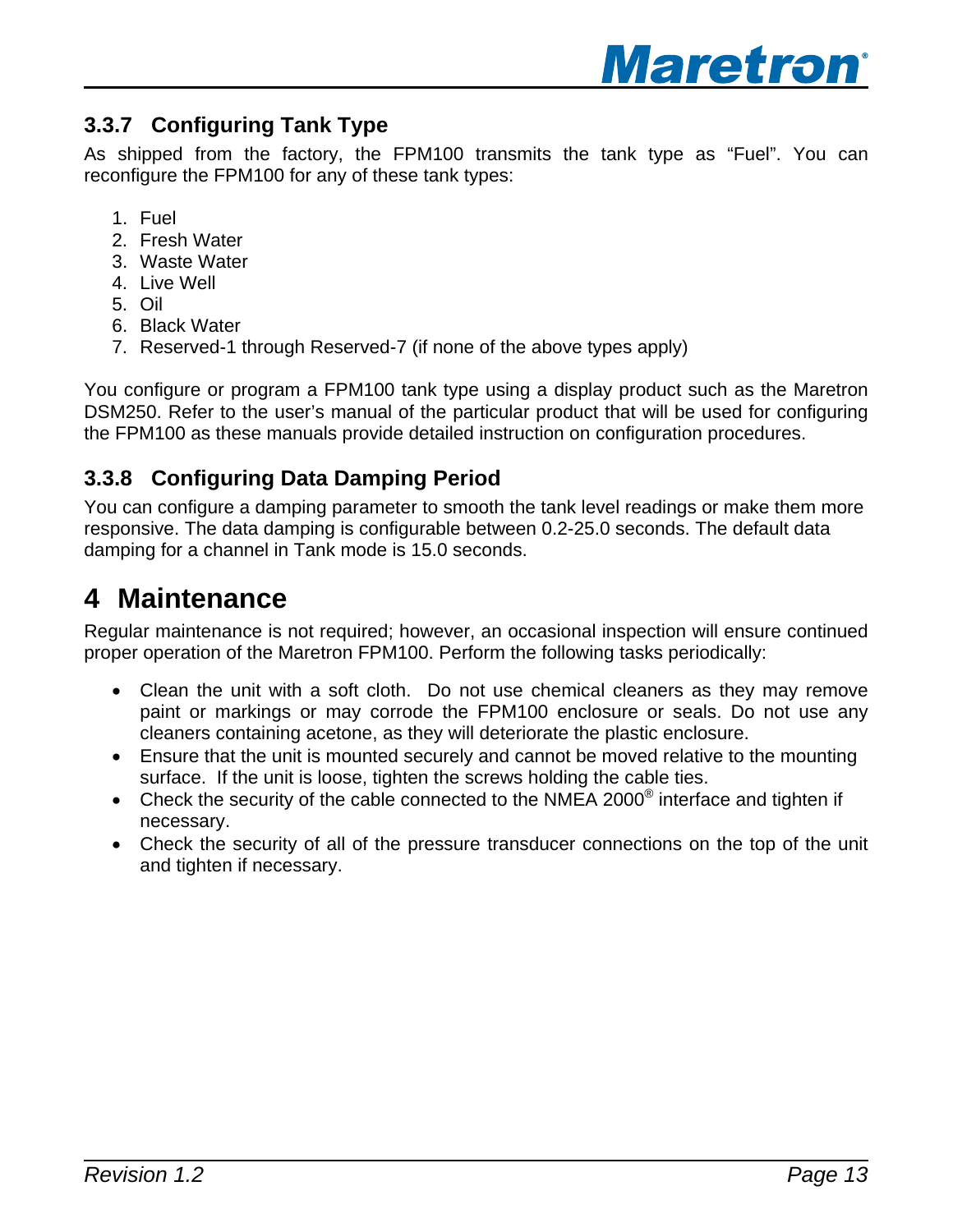### 3.3.7 Configuring Tank Type

As shipped from the factory, the FPM100 transmits the tank type as "Fuel". You can reconfigure the FPM100 for any of these tank types:

1. Fuel
2. Fresh Water
3. Waste Water
4. Live Well
5. Oil
6. Black Water
7. Reserved-1 through Reserved-7 (if none of the above types apply)

You configure or program a FPM100 tank type using a display product such as the Maretron DSM250. Refer to the user's manual of the particular product that will be used for configuring the FPM100 as these manuals provide detailed instruction on configuration procedures.

### 3.3.8 Configuring Data Damping Period

You can configure a damping parameter to smooth the tank level readings or make them more responsive. The data damping is configurable between 0.2-25.0 seconds. The default data damping for a channel in Tank mode is 15.0 seconds.

# 4 Maintenance

Regular maintenance is not required; however, an occasional inspection will ensure continued proper operation of the Maretron FPM100. Perform the following tasks periodically:

- Clean the unit with a soft cloth. Do not use chemical cleaners as they may remove paint or markings or may corrode the FPM100 enclosure or seals. Do not use any cleaners containing acetone, as they will deteriorate the plastic enclosure.
- Ensure that the unit is mounted securely and cannot be moved relative to the mounting surface. If the unit is loose, tighten the screws holding the cable ties.
- Check the security of the cable connected to the NMEA 2000® interface and tighten if necessary.
- Check the security of all of the pressure transducer connections on the top of the unit and tighten if necessary.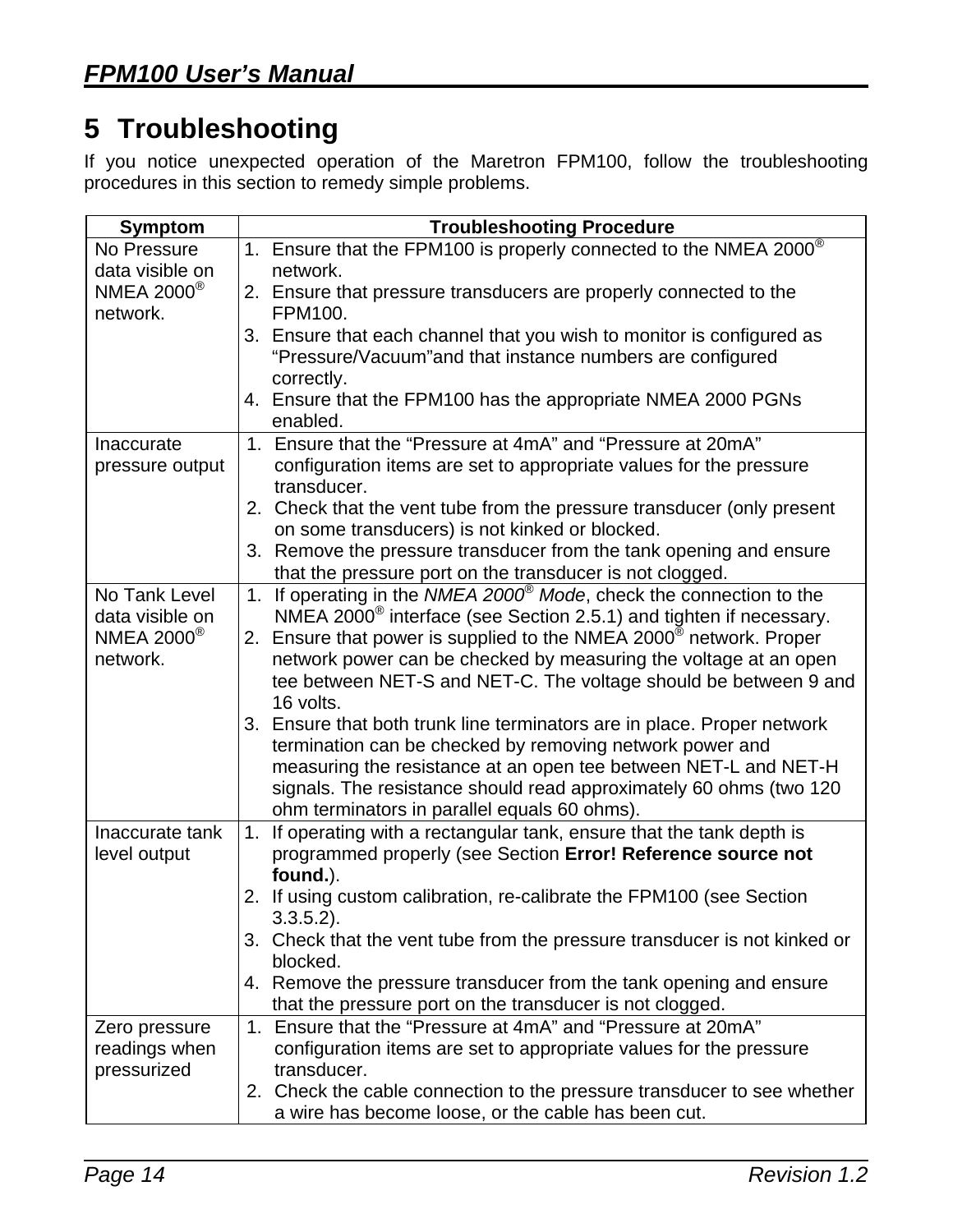# 5 Troubleshooting

If you notice unexpected operation of the Maretron FPM100, follow the troubleshooting procedures in this section to remedy simple problems.

| Symptom | Troubleshooting Procedure |
|---|---|
| No Pressure data visible on NMEA 2000® network. | 1. Ensure that the FPM100 is properly connected to the NMEA 2000® network.<br>2. Ensure that pressure transducers are properly connected to the FPM100.<br>3. Ensure that each channel that you wish to monitor is configured as "Pressure/Vacuum"and that instance numbers are configured correctly.<br>4. Ensure that the FPM100 has the appropriate NMEA 2000 PGNs enabled. |
| Inaccurate pressure output | 1. Ensure that the "Pressure at 4mA" and "Pressure at 20mA" configuration items are set to appropriate values for the pressure transducer.<br>2. Check that the vent tube from the pressure transducer (only present on some transducers) is not kinked or blocked.<br>3. Remove the pressure transducer from the tank opening and ensure that the pressure port on the transducer is not clogged. |
| No Tank Level data visible on NMEA 2000® network. | 1. If operating in the *NMEA 2000® Mode*, check the connection to the NMEA 2000® interface (see Section 2.5.1) and tighten if necessary.<br>2. Ensure that power is supplied to the NMEA 2000® network. Proper network power can be checked by measuring the voltage at an open tee between NET-S and NET-C. The voltage should be between 9 and 16 volts.<br>3. Ensure that both trunk line terminators are in place. Proper network termination can be checked by removing network power and measuring the resistance at an open tee between NET-L and NET-H signals. The resistance should read approximately 60 ohms (two 120 ohm terminators in parallel equals 60 ohms). |
| Inaccurate tank level output | 1. If operating with a rectangular tank, ensure that the tank depth is programmed properly (see Section **Error! Reference source not found.**).<br>2. If using custom calibration, re-calibrate the FPM100 (see Section 3.3.5.2).<br>3. Check that the vent tube from the pressure transducer is not kinked or blocked.<br>4. Remove the pressure transducer from the tank opening and ensure that the pressure port on the transducer is not clogged. |
| Zero pressure readings when pressurized | 1. Ensure that the "Pressure at 4mA" and "Pressure at 20mA" configuration items are set to appropriate values for the pressure transducer.<br>2. Check the cable connection to the pressure transducer to see whether a wire has become loose, or the cable has been cut. |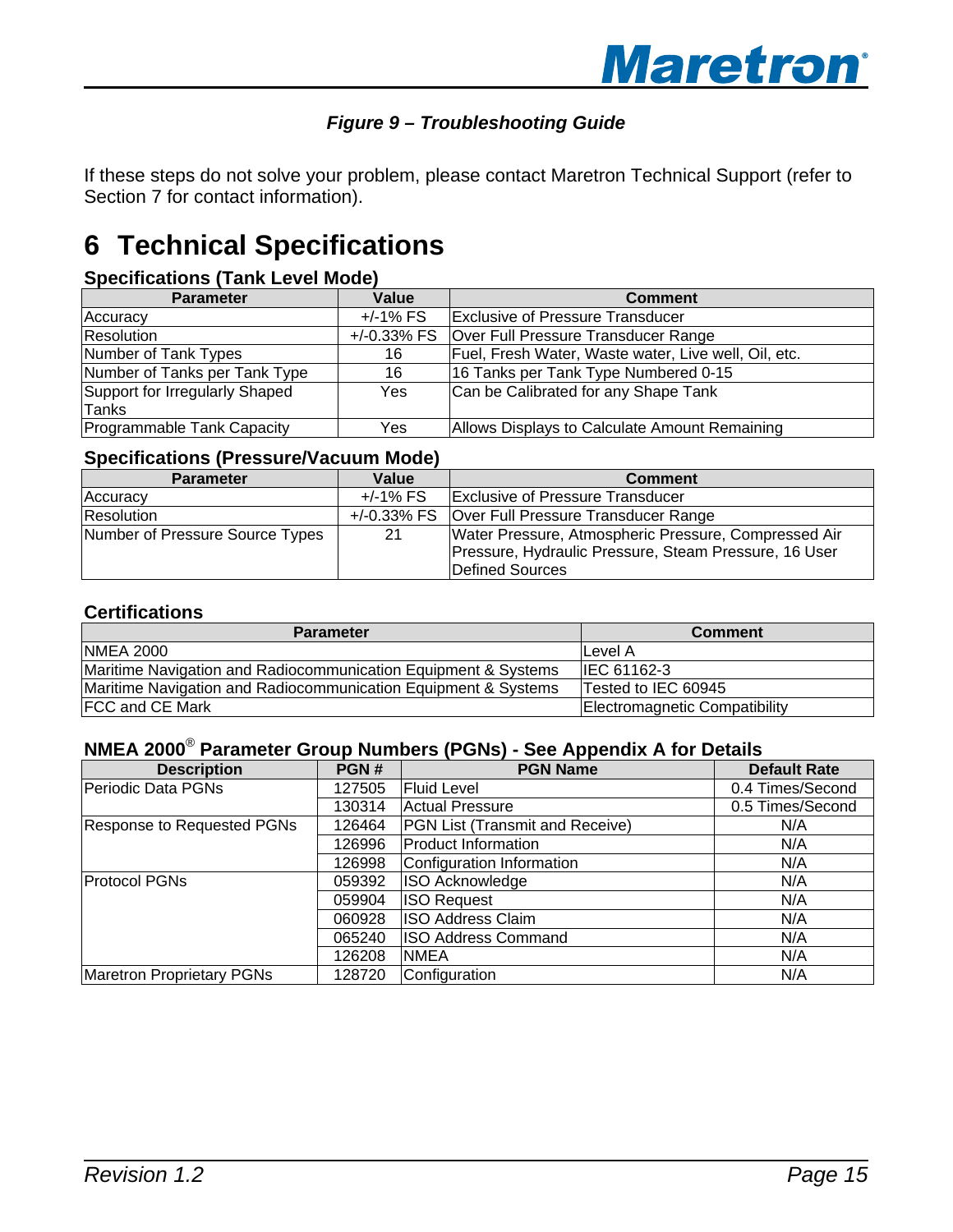*Figure 9 – Troubleshooting Guide*

If these steps do not solve your problem, please contact Maretron Technical Support (refer to Section 7 for contact information).

# 6 Technical Specifications

### Specifications (Tank Level Mode)

| Parameter | Value | Comment |
| --- | --- | --- |
| Accuracy | +/-1% FS | Exclusive of Pressure Transducer |
| Resolution | +/-0.33% FS | Over Full Pressure Transducer Range |
| Number of Tank Types | 16 | Fuel, Fresh Water, Waste water, Live well, Oil, etc. |
| Number of Tanks per Tank Type | 16 | 16 Tanks per Tank Type Numbered 0-15 |
| Support for Irregularly Shaped Tanks | Yes | Can be Calibrated for any Shape Tank |
| Programmable Tank Capacity | Yes | Allows Displays to Calculate Amount Remaining |

### Specifications (Pressure/Vacuum Mode)

| Parameter | Value | Comment |
| --- | --- | --- |
| Accuracy | +/-1% FS | Exclusive of Pressure Transducer |
| Resolution | +/-0.33% FS | Over Full Pressure Transducer Range |
| Number of Pressure Source Types | 21 | Water Pressure, Atmospheric Pressure, Compressed Air Pressure, Hydraulic Pressure, Steam Pressure, 16 User Defined Sources |

### Certifications

| Parameter | Comment |
| --- | --- |
| NMEA 2000 | Level A |
| Maritime Navigation and Radiocommunication Equipment & Systems | IEC 61162-3 |
| Maritime Navigation and Radiocommunication Equipment & Systems | Tested to IEC 60945 |
| FCC and CE Mark | Electromagnetic Compatibility |

### NMEA 2000® Parameter Group Numbers (PGNs) - See Appendix A for Details

| Description | PGN # | PGN Name | Default Rate |
| --- | --- | --- | --- |
| Periodic Data PGNs | 127505 | Fluid Level | 0.4 Times/Second |
| | 130314 | Actual Pressure | 0.5 Times/Second |
| Response to Requested PGNs | 126464 | PGN List (Transmit and Receive) | N/A |
| | 126996 | Product Information | N/A |
| | 126998 | Configuration Information | N/A |
| Protocol PGNs | 059392 | ISO Acknowledge | N/A |
| | 059904 | ISO Request | N/A |
| | 060928 | ISO Address Claim | N/A |
| | 065240 | ISO Address Command | N/A |
| | 126208 | NMEA | N/A |
| Maretron Proprietary PGNs | 128720 | Configuration | N/A |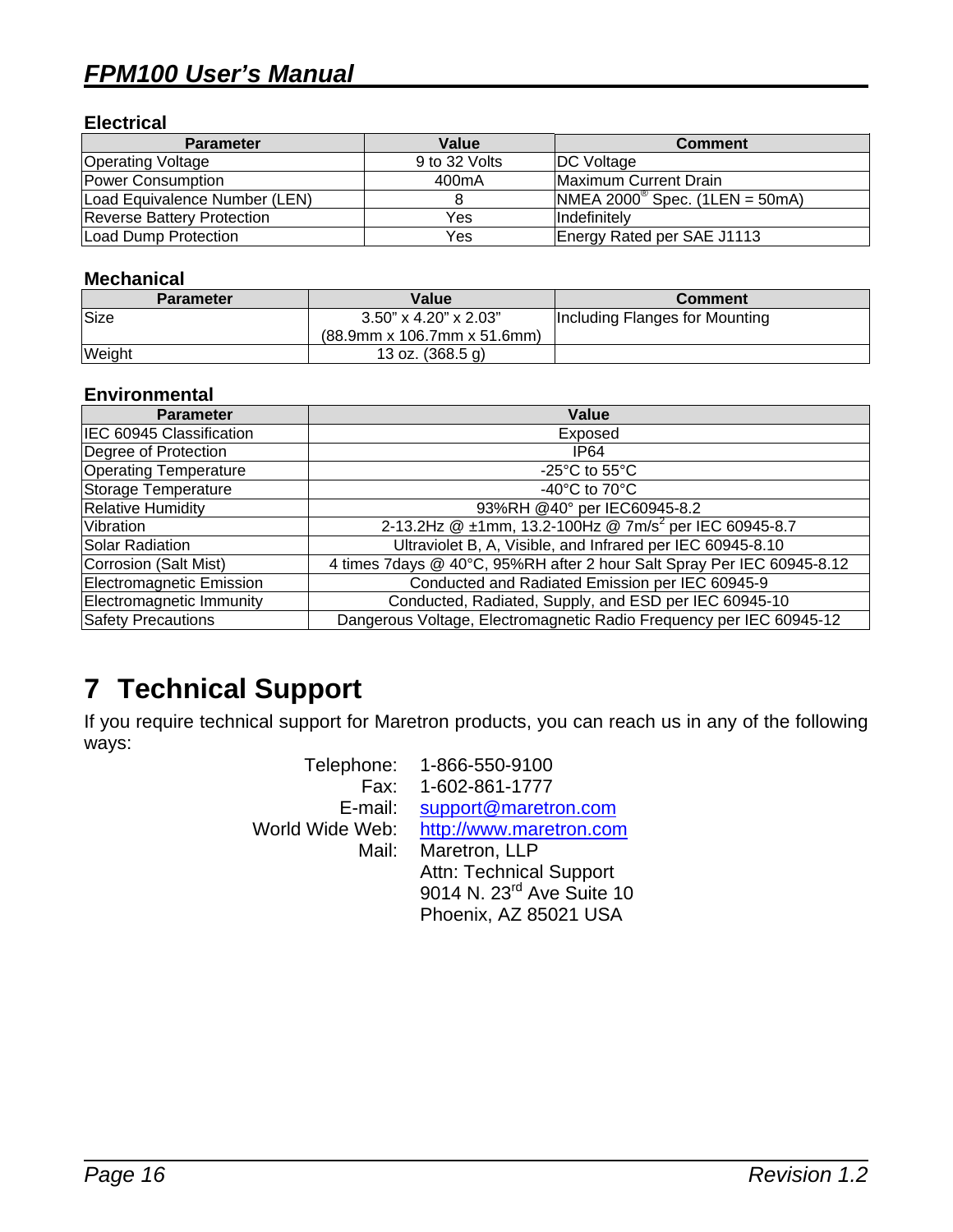### Electrical

| Parameter | Value | Comment |
|---|---|---|
| Operating Voltage | 9 to 32 Volts | DC Voltage |
| Power Consumption | 400mA | Maximum Current Drain |
| Load Equivalence Number (LEN) | 8 | NMEA 2000® Spec. (1LEN = 50mA) |
| Reverse Battery Protection | Yes | Indefinitely |
| Load Dump Protection | Yes | Energy Rated per SAE J1113 |

### Mechanical

| Parameter | Value | Comment |
|---|---|---|
| Size | 3.50" x 4.20" x 2.03" (88.9mm x 106.7mm x 51.6mm) | Including Flanges for Mounting |
| Weight | 13 oz. (368.5 g) | |

### Environmental

| Parameter | Value |
|---|---|
| IEC 60945 Classification | Exposed |
| Degree of Protection | IP64 |
| Operating Temperature | -25°C to 55°C |
| Storage Temperature | -40°C to 70°C |
| Relative Humidity | 93%RH @40° per IEC60945-8.2 |
| Vibration | 2-13.2Hz @ ±1mm, 13.2-100Hz @ 7m/s$^2$ per IEC 60945-8.7 |
| Solar Radiation | Ultraviolet B, A, Visible, and Infrared per IEC 60945-8.10 |
| Corrosion (Salt Mist) | 4 times 7days @ 40°C, 95%RH after 2 hour Salt Spray Per IEC 60945-8.12 |
| Electromagnetic Emission | Conducted and Radiated Emission per IEC 60945-9 |
| Electromagnetic Immunity | Conducted, Radiated, Supply, and ESD per IEC 60945-10 |
| Safety Precautions | Dangerous Voltage, Electromagnetic Radio Frequency per IEC 60945-12 |

# 7 Technical Support

If you require technical support for Maretron products, you can reach us in any of the following ways:

Telephone: 1-866-550-9100
Fax: 1-602-861-1777
E-mail: support@maretron.com
World Wide Web: http://www.maretron.com
Mail: Maretron, LLP
Attn: Technical Support
9014 N. 23rd Ave Suite 10
Phoenix, AZ 85021 USA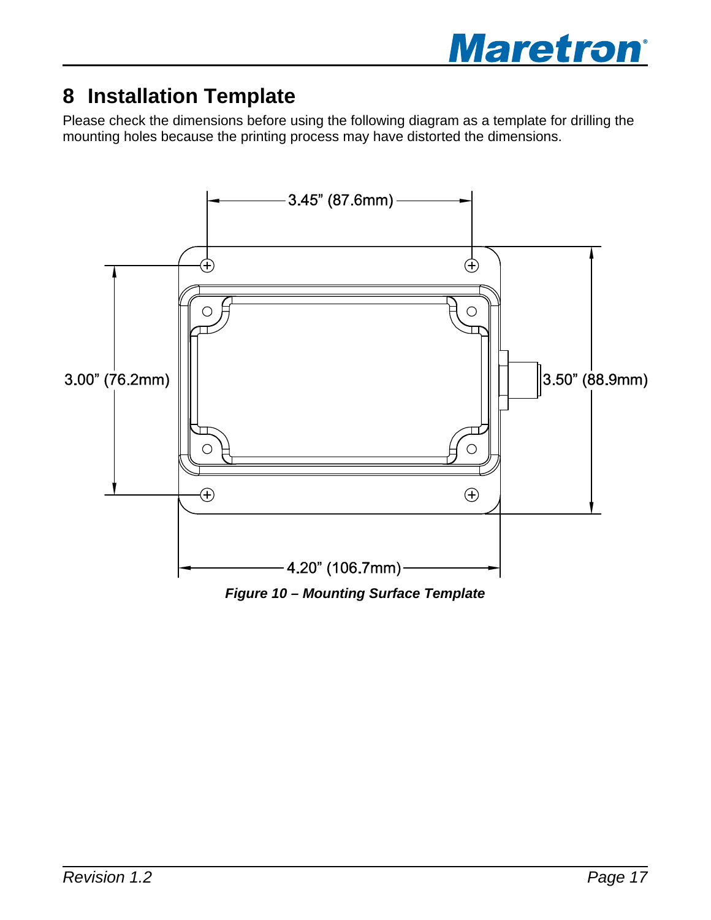# 8 Installation Template

Please check the dimensions before using the following diagram as a template for drilling the mounting holes because the printing process may have distorted the dimensions.

3.45" (87.6mm)

3.00" (76.2mm)

3.50" (88.9mm)

4.20" (106.7mm)

***Figure 10 – Mounting Surface Template***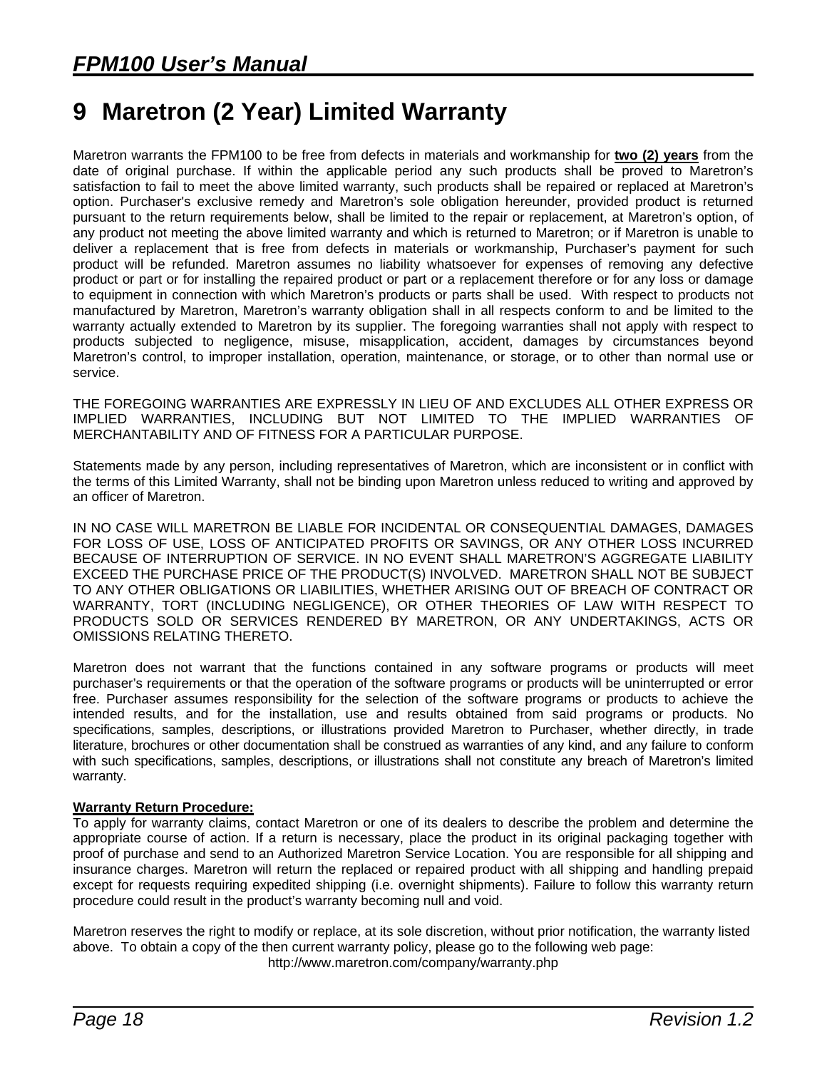# 9 Maretron (2 Year) Limited Warranty

Maretron warrants the FPM100 to be free from defects in materials and workmanship for **two (2) years** from the date of original purchase. If within the applicable period any such products shall be proved to Maretron's satisfaction to fail to meet the above limited warranty, such products shall be repaired or replaced at Maretron's option. Purchaser's exclusive remedy and Maretron's sole obligation hereunder, provided product is returned pursuant to the return requirements below, shall be limited to the repair or replacement, at Maretron's option, of any product not meeting the above limited warranty and which is returned to Maretron; or if Maretron is unable to deliver a replacement that is free from defects in materials or workmanship, Purchaser's payment for such product will be refunded. Maretron assumes no liability whatsoever for expenses of removing any defective product or part or for installing the repaired product or part or a replacement therefore or for any loss or damage to equipment in connection with which Maretron's products or parts shall be used. With respect to products not manufactured by Maretron, Maretron's warranty obligation shall in all respects conform to and be limited to the warranty actually extended to Maretron by its supplier. The foregoing warranties shall not apply with respect to products subjected to negligence, misuse, misapplication, accident, damages by circumstances beyond Maretron's control, to improper installation, operation, maintenance, or storage, or to other than normal use or service.

THE FOREGOING WARRANTIES ARE EXPRESSLY IN LIEU OF AND EXCLUDES ALL OTHER EXPRESS OR IMPLIED WARRANTIES, INCLUDING BUT NOT LIMITED TO THE IMPLIED WARRANTIES OF MERCHANTABILITY AND OF FITNESS FOR A PARTICULAR PURPOSE.

Statements made by any person, including representatives of Maretron, which are inconsistent or in conflict with the terms of this Limited Warranty, shall not be binding upon Maretron unless reduced to writing and approved by an officer of Maretron.

IN NO CASE WILL MARETRON BE LIABLE FOR INCIDENTAL OR CONSEQUENTIAL DAMAGES, DAMAGES FOR LOSS OF USE, LOSS OF ANTICIPATED PROFITS OR SAVINGS, OR ANY OTHER LOSS INCURRED BECAUSE OF INTERRUPTION OF SERVICE. IN NO EVENT SHALL MARETRON'S AGGREGATE LIABILITY EXCEED THE PURCHASE PRICE OF THE PRODUCT(S) INVOLVED. MARETRON SHALL NOT BE SUBJECT TO ANY OTHER OBLIGATIONS OR LIABILITIES, WHETHER ARISING OUT OF BREACH OF CONTRACT OR WARRANTY, TORT (INCLUDING NEGLIGENCE), OR OTHER THEORIES OF LAW WITH RESPECT TO PRODUCTS SOLD OR SERVICES RENDERED BY MARETRON, OR ANY UNDERTAKINGS, ACTS OR OMISSIONS RELATING THERETO.

Maretron does not warrant that the functions contained in any software programs or products will meet purchaser's requirements or that the operation of the software programs or products will be uninterrupted or error free. Purchaser assumes responsibility for the selection of the software programs or products to achieve the intended results, and for the installation, use and results obtained from said programs or products. No specifications, samples, descriptions, or illustrations provided Maretron to Purchaser, whether directly, in trade literature, brochures or other documentation shall be construed as warranties of any kind, and any failure to conform with such specifications, samples, descriptions, or illustrations shall not constitute any breach of Maretron's limited warranty.

**Warranty Return Procedure:**
To apply for warranty claims, contact Maretron or one of its dealers to describe the problem and determine the appropriate course of action. If a return is necessary, place the product in its original packaging together with proof of purchase and send to an Authorized Maretron Service Location. You are responsible for all shipping and insurance charges. Maretron will return the replaced or repaired product with all shipping and handling prepaid except for requests requiring expedited shipping (i.e. overnight shipments). Failure to follow this warranty return procedure could result in the product's warranty becoming null and void.

Maretron reserves the right to modify or replace, at its sole discretion, without prior notification, the warranty listed above. To obtain a copy of the then current warranty policy, please go to the following web page:

http://www.maretron.com/company/warranty.php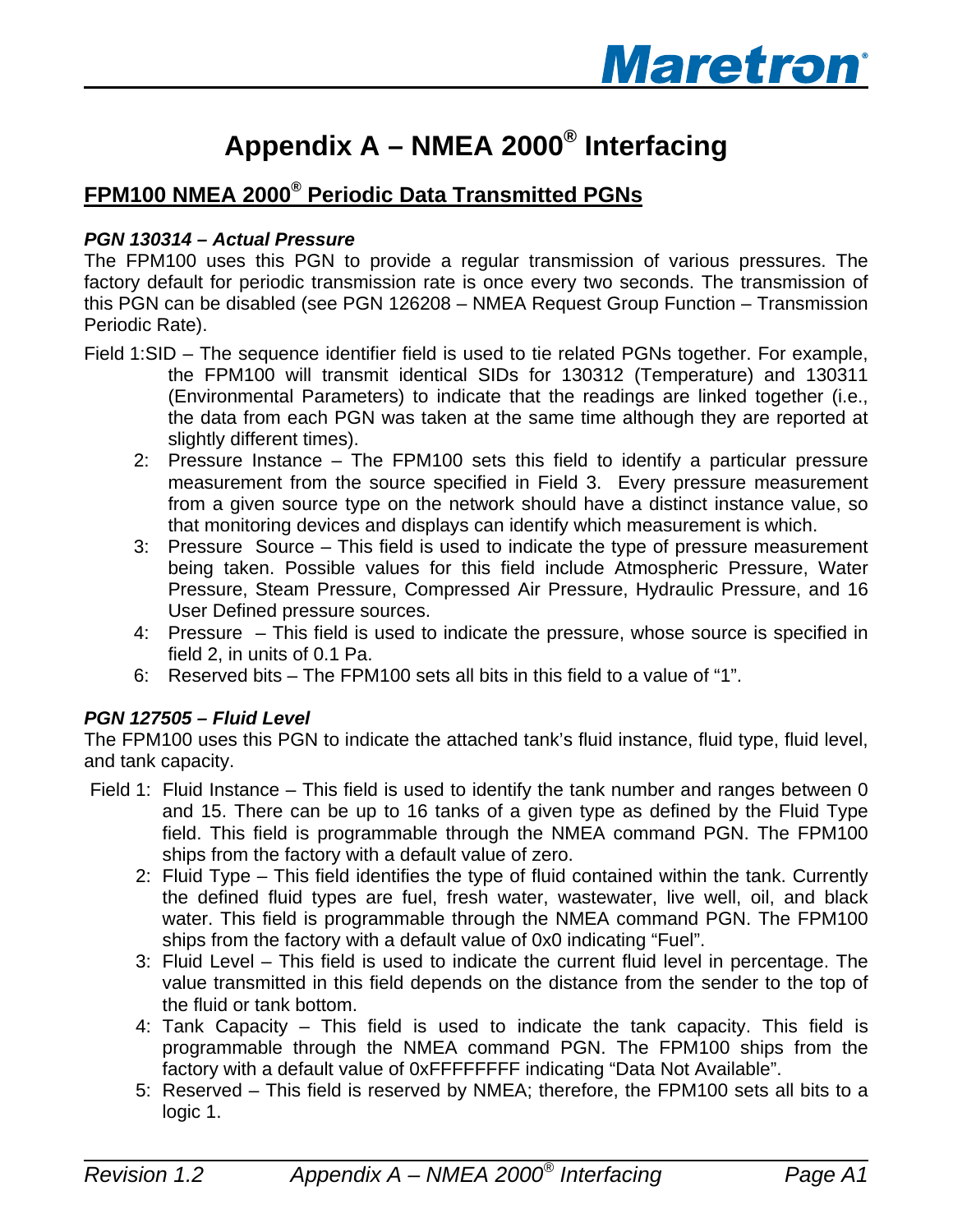# Appendix A – NMEA 2000® Interfacing

## FPM100 NMEA 2000® Periodic Data Transmitted PGNs

### *PGN 130314 – Actual Pressure*

The FPM100 uses this PGN to provide a regular transmission of various pressures. The factory default for periodic transmission rate is once every two seconds. The transmission of this PGN can be disabled (see PGN 126208 – NMEA Request Group Function – Transmission Periodic Rate).

Field 1:SID – The sequence identifier field is used to tie related PGNs together. For example, the FPM100 will transmit identical SIDs for 130312 (Temperature) and 130311 (Environmental Parameters) to indicate that the readings are linked together (i.e., the data from each PGN was taken at the same time although they are reported at slightly different times).

2: Pressure Instance – The FPM100 sets this field to identify a particular pressure measurement from the source specified in Field 3. Every pressure measurement from a given source type on the network should have a distinct instance value, so that monitoring devices and displays can identify which measurement is which.

3: Pressure Source – This field is used to indicate the type of pressure measurement being taken. Possible values for this field include Atmospheric Pressure, Water Pressure, Steam Pressure, Compressed Air Pressure, Hydraulic Pressure, and 16 User Defined pressure sources.

4: Pressure – This field is used to indicate the pressure, whose source is specified in field 2, in units of 0.1 Pa.

6: Reserved bits – The FPM100 sets all bits in this field to a value of “1”.

### *PGN 127505 – Fluid Level*

The FPM100 uses this PGN to indicate the attached tank’s fluid instance, fluid type, fluid level, and tank capacity.

Field 1: Fluid Instance – This field is used to identify the tank number and ranges between 0 and 15. There can be up to 16 tanks of a given type as defined by the Fluid Type field. This field is programmable through the NMEA command PGN. The FPM100 ships from the factory with a default value of zero.

2: Fluid Type – This field identifies the type of fluid contained within the tank. Currently the defined fluid types are fuel, fresh water, wastewater, live well, oil, and black water. This field is programmable through the NMEA command PGN. The FPM100 ships from the factory with a default value of 0x0 indicating “Fuel”.

3: Fluid Level – This field is used to indicate the current fluid level in percentage. The value transmitted in this field depends on the distance from the sender to the top of the fluid or tank bottom.

4: Tank Capacity – This field is used to indicate the tank capacity. This field is programmable through the NMEA command PGN. The FPM100 ships from the factory with a default value of 0xFFFFFFFF indicating “Data Not Available”.

5: Reserved – This field is reserved by NMEA; therefore, the FPM100 sets all bits to a logic 1.